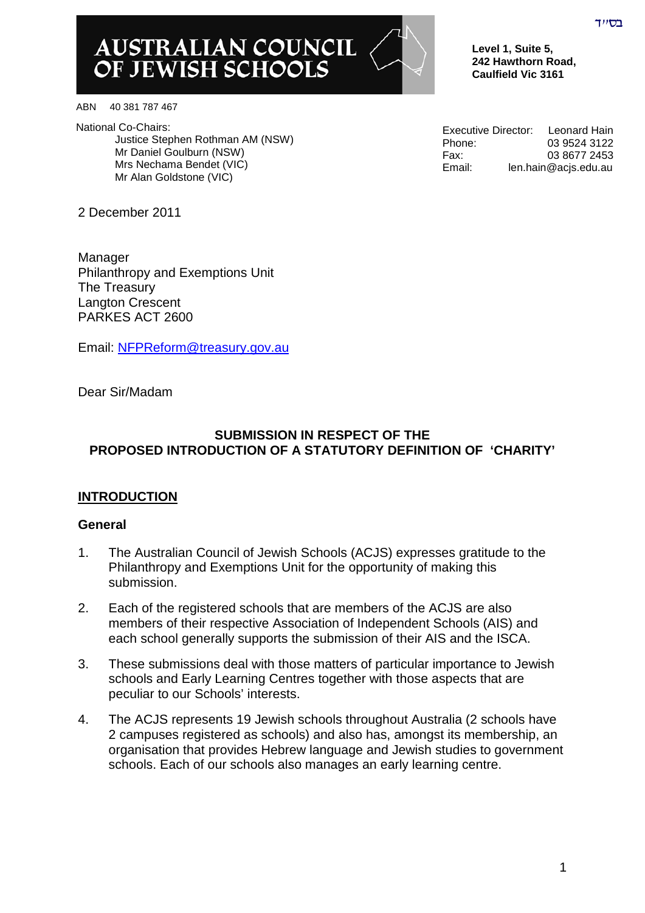בס"ד

# AUSTRALIAN COUNCIL OF JEWISH SCHOOLS

**Level 1, Suite 5,**
**242 Hawthorn Road,**
**Caulfield Vic 3161**

ABN 40 381 787 467

National Co-Chairs:
Justice Stephen Rothman AM (NSW)
Mr Daniel Goulburn (NSW)
Mrs Nechama Bendet (VIC)
Mr Alan Goldstone (VIC)

Executive Director: Leonard Hain
Phone: 03 9524 3122
Fax: 03 8677 2453
Email: len.hain@acjs.edu.au

2 December 2011

Manager
Philanthropy and Exemptions Unit
The Treasury
Langton Crescent
PARKES ACT 2600

Email: NFPReform@treasury.gov.au

Dear Sir/Madam

**SUBMISSION IN RESPECT OF THE PROPOSED INTRODUCTION OF A STATUTORY DEFINITION OF 'CHARITY'**

## INTRODUCTION

### General

1. The Australian Council of Jewish Schools (ACJS) expresses gratitude to the Philanthropy and Exemptions Unit for the opportunity of making this submission.

2. Each of the registered schools that are members of the ACJS are also members of their respective Association of Independent Schools (AIS) and each school generally supports the submission of their AIS and the ISCA.

3. These submissions deal with those matters of particular importance to Jewish schools and Early Learning Centres together with those aspects that are peculiar to our Schools' interests.

4. The ACJS represents 19 Jewish schools throughout Australia (2 schools have 2 campuses registered as schools) and also has, amongst its membership, an organisation that provides Hebrew language and Jewish studies to government schools. Each of our schools also manages an early learning centre.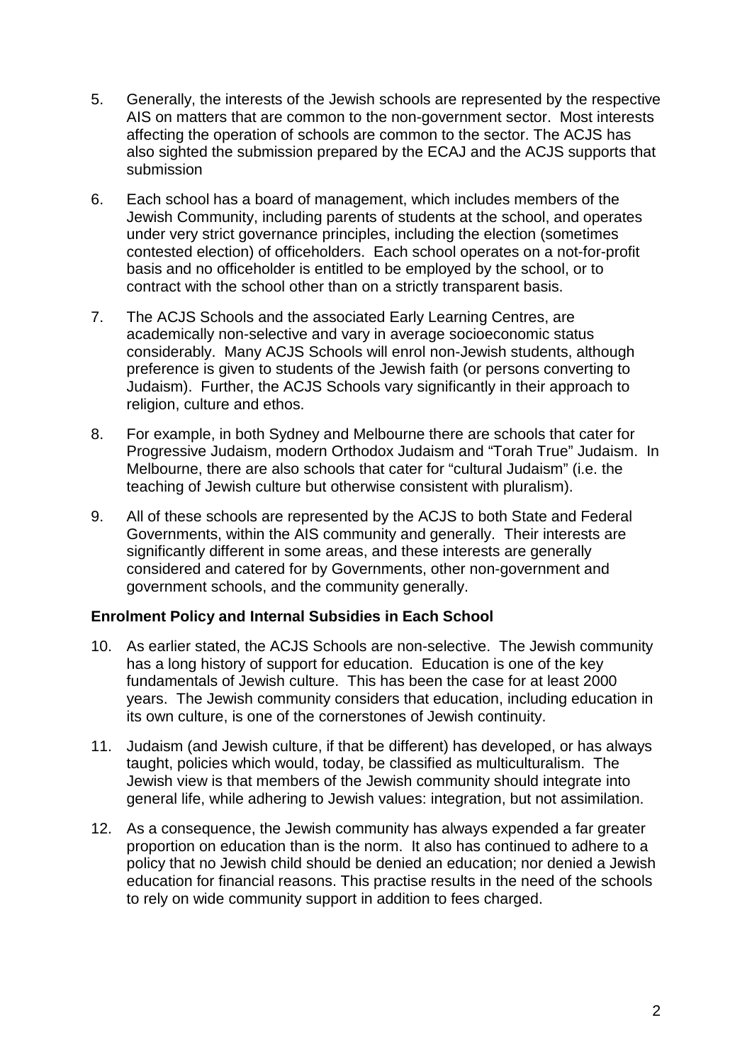5. Generally, the interests of the Jewish schools are represented by the respective AIS on matters that are common to the non-government sector. Most interests affecting the operation of schools are common to the sector. The ACJS has also sighted the submission prepared by the ECAJ and the ACJS supports that submission

6. Each school has a board of management, which includes members of the Jewish Community, including parents of students at the school, and operates under very strict governance principles, including the election (sometimes contested election) of officeholders. Each school operates on a not-for-profit basis and no officeholder is entitled to be employed by the school, or to contract with the school other than on a strictly transparent basis.

7. The ACJS Schools and the associated Early Learning Centres, are academically non-selective and vary in average socioeconomic status considerably. Many ACJS Schools will enrol non-Jewish students, although preference is given to students of the Jewish faith (or persons converting to Judaism). Further, the ACJS Schools vary significantly in their approach to religion, culture and ethos.

8. For example, in both Sydney and Melbourne there are schools that cater for Progressive Judaism, modern Orthodox Judaism and "Torah True" Judaism. In Melbourne, there are also schools that cater for "cultural Judaism" (i.e. the teaching of Jewish culture but otherwise consistent with pluralism).

9. All of these schools are represented by the ACJS to both State and Federal Governments, within the AIS community and generally. Their interests are significantly different in some areas, and these interests are generally considered and catered for by Governments, other non-government and government schools, and the community generally.

**Enrolment Policy and Internal Subsidies in Each School**

10. As earlier stated, the ACJS Schools are non-selective. The Jewish community has a long history of support for education. Education is one of the key fundamentals of Jewish culture. This has been the case for at least 2000 years. The Jewish community considers that education, including education in its own culture, is one of the cornerstones of Jewish continuity.

11. Judaism (and Jewish culture, if that be different) has developed, or has always taught, policies which would, today, be classified as multiculturalism. The Jewish view is that members of the Jewish community should integrate into general life, while adhering to Jewish values: integration, but not assimilation.

12. As a consequence, the Jewish community has always expended a far greater proportion on education than is the norm. It also has continued to adhere to a policy that no Jewish child should be denied an education; nor denied a Jewish education for financial reasons. This practise results in the need of the schools to rely on wide community support in addition to fees charged.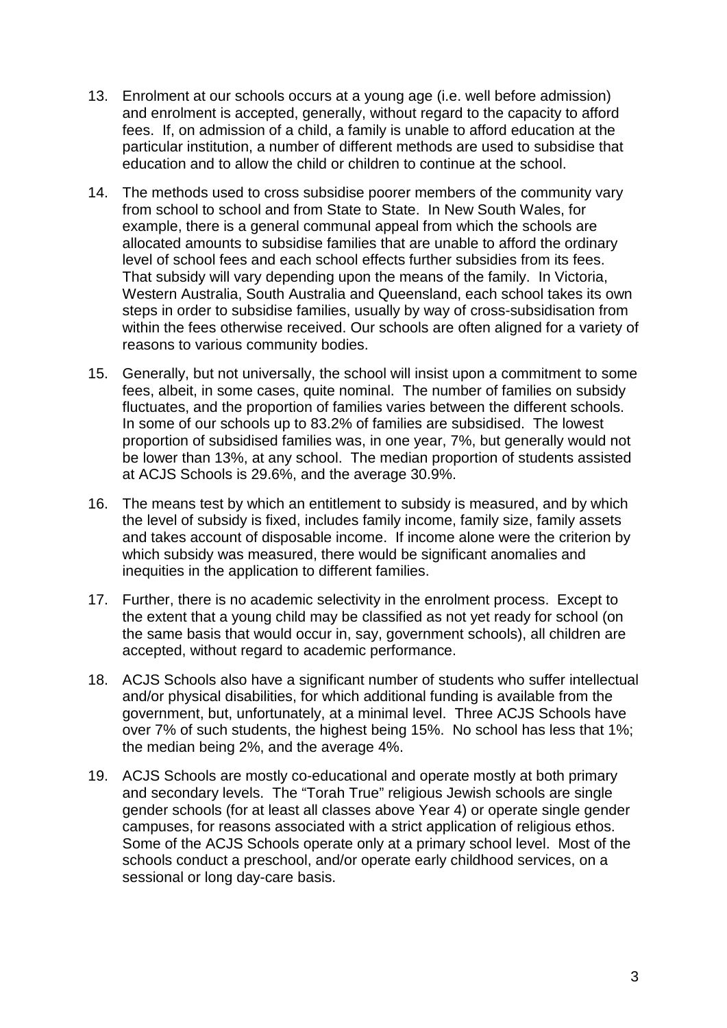13. Enrolment at our schools occurs at a young age (i.e. well before admission) and enrolment is accepted, generally, without regard to the capacity to afford fees. If, on admission of a child, a family is unable to afford education at the particular institution, a number of different methods are used to subsidise that education and to allow the child or children to continue at the school.

14. The methods used to cross subsidise poorer members of the community vary from school to school and from State to State. In New South Wales, for example, there is a general communal appeal from which the schools are allocated amounts to subsidise families that are unable to afford the ordinary level of school fees and each school effects further subsidies from its fees. That subsidy will vary depending upon the means of the family. In Victoria, Western Australia, South Australia and Queensland, each school takes its own steps in order to subsidise families, usually by way of cross-subsidisation from within the fees otherwise received. Our schools are often aligned for a variety of reasons to various community bodies.

15. Generally, but not universally, the school will insist upon a commitment to some fees, albeit, in some cases, quite nominal. The number of families on subsidy fluctuates, and the proportion of families varies between the different schools. In some of our schools up to 83.2% of families are subsidised. The lowest proportion of subsidised families was, in one year, 7%, but generally would not be lower than 13%, at any school. The median proportion of students assisted at ACJS Schools is 29.6%, and the average 30.9%.

16. The means test by which an entitlement to subsidy is measured, and by which the level of subsidy is fixed, includes family income, family size, family assets and takes account of disposable income. If income alone were the criterion by which subsidy was measured, there would be significant anomalies and inequities in the application to different families.

17. Further, there is no academic selectivity in the enrolment process. Except to the extent that a young child may be classified as not yet ready for school (on the same basis that would occur in, say, government schools), all children are accepted, without regard to academic performance.

18. ACJS Schools also have a significant number of students who suffer intellectual and/or physical disabilities, for which additional funding is available from the government, but, unfortunately, at a minimal level. Three ACJS Schools have over 7% of such students, the highest being 15%. No school has less that 1%; the median being 2%, and the average 4%.

19. ACJS Schools are mostly co-educational and operate mostly at both primary and secondary levels. The "Torah True" religious Jewish schools are single gender schools (for at least all classes above Year 4) or operate single gender campuses, for reasons associated with a strict application of religious ethos. Some of the ACJS Schools operate only at a primary school level. Most of the schools conduct a preschool, and/or operate early childhood services, on a sessional or long day-care basis.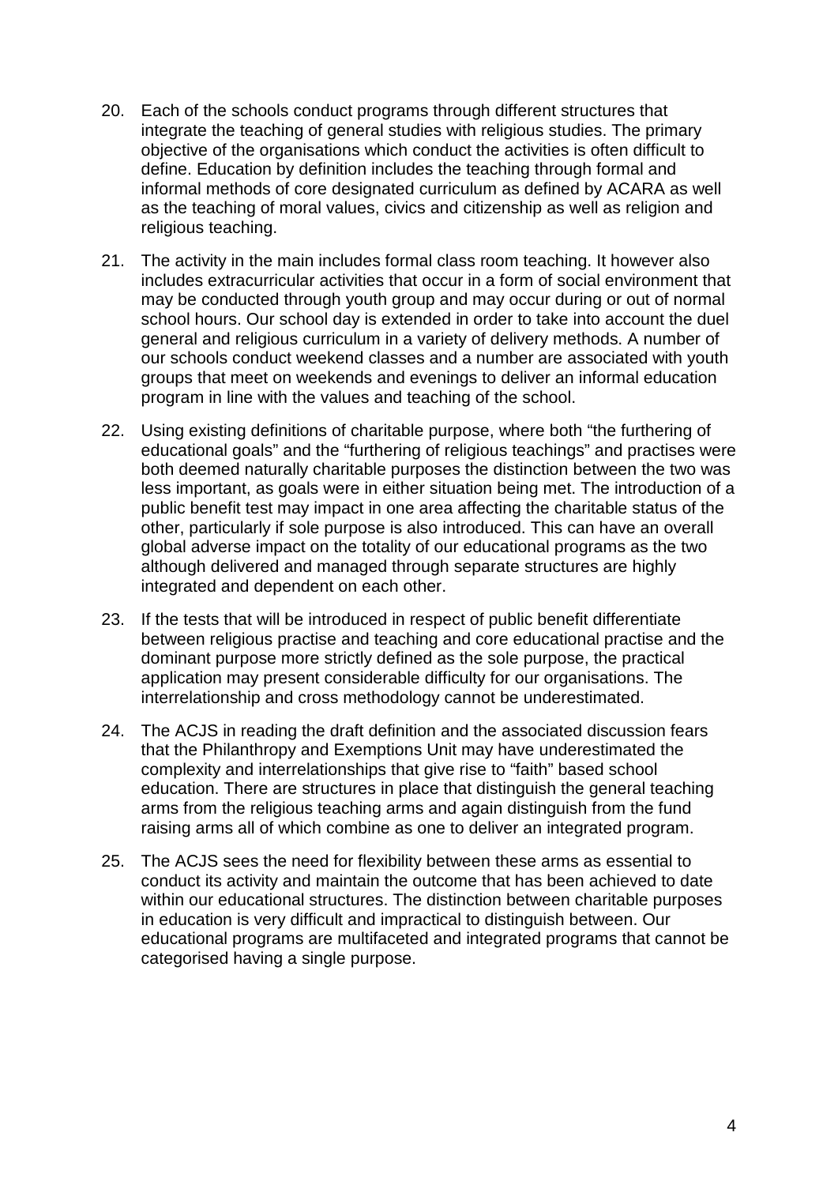20. Each of the schools conduct programs through different structures that integrate the teaching of general studies with religious studies. The primary objective of the organisations which conduct the activities is often difficult to define. Education by definition includes the teaching through formal and informal methods of core designated curriculum as defined by ACARA as well as the teaching of moral values, civics and citizenship as well as religion and religious teaching.

21. The activity in the main includes formal class room teaching. It however also includes extracurricular activities that occur in a form of social environment that may be conducted through youth group and may occur during or out of normal school hours. Our school day is extended in order to take into account the duel general and religious curriculum in a variety of delivery methods. A number of our schools conduct weekend classes and a number are associated with youth groups that meet on weekends and evenings to deliver an informal education program in line with the values and teaching of the school.

22. Using existing definitions of charitable purpose, where both "the furthering of educational goals" and the "furthering of religious teachings" and practises were both deemed naturally charitable purposes the distinction between the two was less important, as goals were in either situation being met. The introduction of a public benefit test may impact in one area affecting the charitable status of the other, particularly if sole purpose is also introduced. This can have an overall global adverse impact on the totality of our educational programs as the two although delivered and managed through separate structures are highly integrated and dependent on each other.

23. If the tests that will be introduced in respect of public benefit differentiate between religious practise and teaching and core educational practise and the dominant purpose more strictly defined as the sole purpose, the practical application may present considerable difficulty for our organisations. The interrelationship and cross methodology cannot be underestimated.

24. The ACJS in reading the draft definition and the associated discussion fears that the Philanthropy and Exemptions Unit may have underestimated the complexity and interrelationships that give rise to "faith" based school education. There are structures in place that distinguish the general teaching arms from the religious teaching arms and again distinguish from the fund raising arms all of which combine as one to deliver an integrated program.

25. The ACJS sees the need for flexibility between these arms as essential to conduct its activity and maintain the outcome that has been achieved to date within our educational structures. The distinction between charitable purposes in education is very difficult and impractical to distinguish between. Our educational programs are multifaceted and integrated programs that cannot be categorised having a single purpose.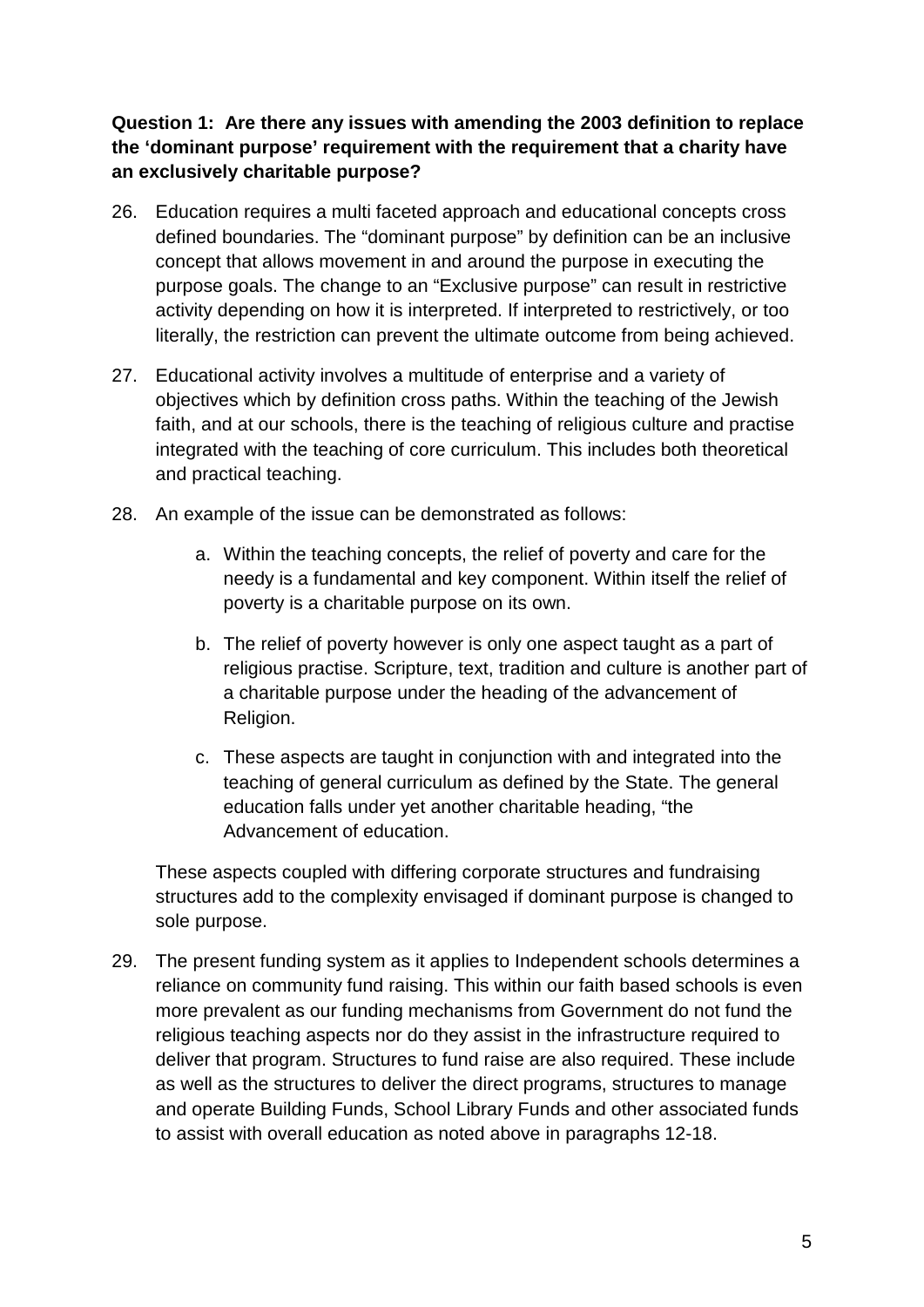**Question 1: Are there any issues with amending the 2003 definition to replace the 'dominant purpose' requirement with the requirement that a charity have an exclusively charitable purpose?**

26. Education requires a multi faceted approach and educational concepts cross defined boundaries. The "dominant purpose" by definition can be an inclusive concept that allows movement in and around the purpose in executing the purpose goals. The change to an "Exclusive purpose" can result in restrictive activity depending on how it is interpreted. If interpreted to restrictively, or too literally, the restriction can prevent the ultimate outcome from being achieved.

27. Educational activity involves a multitude of enterprise and a variety of objectives which by definition cross paths. Within the teaching of the Jewish faith, and at our schools, there is the teaching of religious culture and practise integrated with the teaching of core curriculum. This includes both theoretical and practical teaching.

28. An example of the issue can be demonstrated as follows:

    a. Within the teaching concepts, the relief of poverty and care for the needy is a fundamental and key component. Within itself the relief of poverty is a charitable purpose on its own.

    b. The relief of poverty however is only one aspect taught as a part of religious practise. Scripture, text, tradition and culture is another part of a charitable purpose under the heading of the advancement of Religion.

    c. These aspects are taught in conjunction with and integrated into the teaching of general curriculum as defined by the State. The general education falls under yet another charitable heading, "the Advancement of education.

    These aspects coupled with differing corporate structures and fundraising structures add to the complexity envisaged if dominant purpose is changed to sole purpose.

29. The present funding system as it applies to Independent schools determines a reliance on community fund raising. This within our faith based schools is even more prevalent as our funding mechanisms from Government do not fund the religious teaching aspects nor do they assist in the infrastructure required to deliver that program. Structures to fund raise are also required. These include as well as the structures to deliver the direct programs, structures to manage and operate Building Funds, School Library Funds and other associated funds to assist with overall education as noted above in paragraphs 12-18.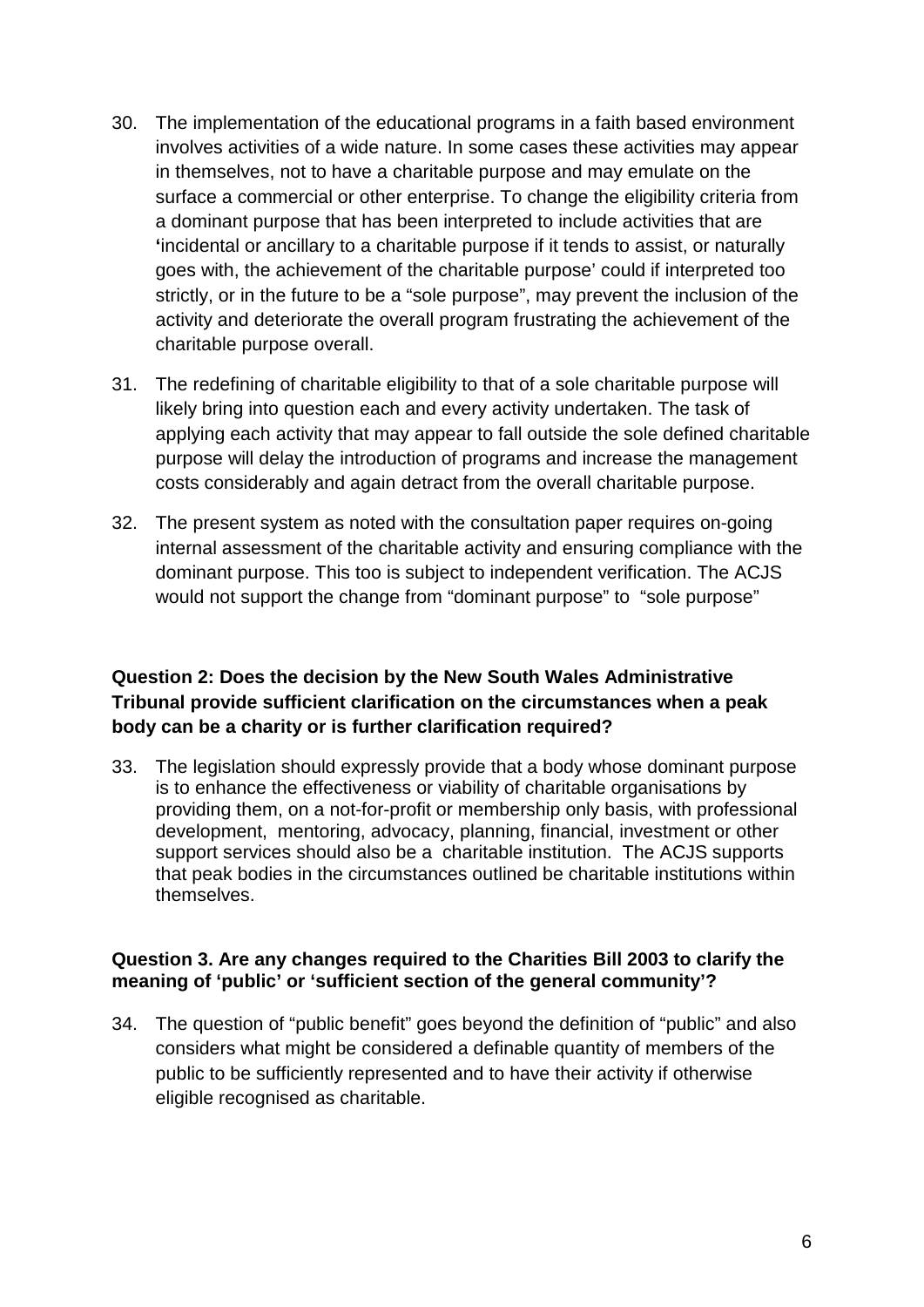30. The implementation of the educational programs in a faith based environment involves activities of a wide nature. In some cases these activities may appear in themselves, not to have a charitable purpose and may emulate on the surface a commercial or other enterprise. To change the eligibility criteria from a dominant purpose that has been interpreted to include activities that are **'**incidental or ancillary to a charitable purpose if it tends to assist, or naturally goes with, the achievement of the charitable purpose' could if interpreted too strictly, or in the future to be a "sole purpose", may prevent the inclusion of the activity and deteriorate the overall program frustrating the achievement of the charitable purpose overall.

31. The redefining of charitable eligibility to that of a sole charitable purpose will likely bring into question each and every activity undertaken. The task of applying each activity that may appear to fall outside the sole defined charitable purpose will delay the introduction of programs and increase the management costs considerably and again detract from the overall charitable purpose.

32. The present system as noted with the consultation paper requires on-going internal assessment of the charitable activity and ensuring compliance with the dominant purpose. This too is subject to independent verification. The ACJS would not support the change from "dominant purpose" to "sole purpose"

**Question 2: Does the decision by the New South Wales Administrative Tribunal provide sufficient clarification on the circumstances when a peak body can be a charity or is further clarification required?**

33. The legislation should expressly provide that a body whose dominant purpose is to enhance the effectiveness or viability of charitable organisations by providing them, on a not-for-profit or membership only basis, with professional development, mentoring, advocacy, planning, financial, investment or other support services should also be a charitable institution. The ACJS supports that peak bodies in the circumstances outlined be charitable institutions within themselves.

**Question 3. Are any changes required to the Charities Bill 2003 to clarify the meaning of 'public' or 'sufficient section of the general community'?**

34. The question of "public benefit" goes beyond the definition of "public" and also considers what might be considered a definable quantity of members of the public to be sufficiently represented and to have their activity if otherwise eligible recognised as charitable.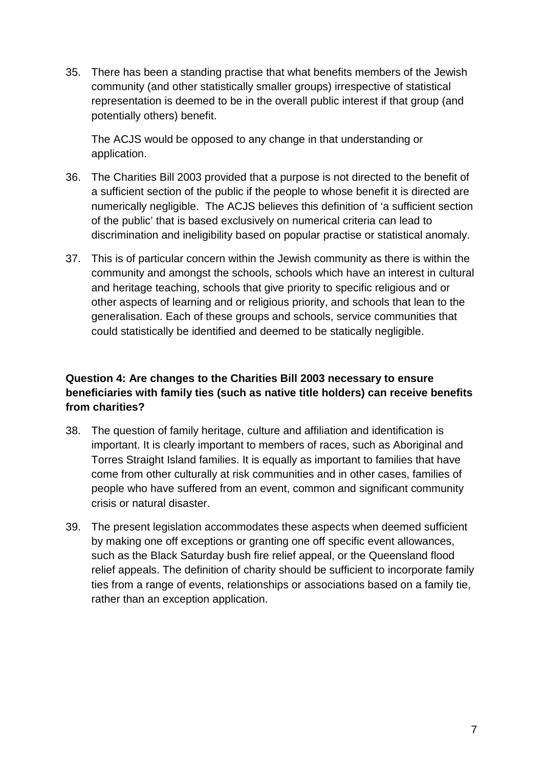35. There has been a standing practise that what benefits members of the Jewish community (and other statistically smaller groups) irrespective of statistical representation is deemed to be in the overall public interest if that group (and potentially others) benefit.

    The ACJS would be opposed to any change in that understanding or application.

36. The Charities Bill 2003 provided that a purpose is not directed to the benefit of a sufficient section of the public if the people to whose benefit it is directed are numerically negligible. The ACJS believes this definition of 'a sufficient section of the public' that is based exclusively on numerical criteria can lead to discrimination and ineligibility based on popular practise or statistical anomaly.

37. This is of particular concern within the Jewish community as there is within the community and amongst the schools, schools which have an interest in cultural and heritage teaching, schools that give priority to specific religious and or other aspects of learning and or religious priority, and schools that lean to the generalisation. Each of these groups and schools, service communities that could statistically be identified and deemed to be statically negligible.

**Question 4: Are changes to the Charities Bill 2003 necessary to ensure beneficiaries with family ties (such as native title holders) can receive benefits from charities?**

38. The question of family heritage, culture and affiliation and identification is important. It is clearly important to members of races, such as Aboriginal and Torres Straight Island families. It is equally as important to families that have come from other culturally at risk communities and in other cases, families of people who have suffered from an event, common and significant community crisis or natural disaster.

39. The present legislation accommodates these aspects when deemed sufficient by making one off exceptions or granting one off specific event allowances, such as the Black Saturday bush fire relief appeal, or the Queensland flood relief appeals. The definition of charity should be sufficient to incorporate family ties from a range of events, relationships or associations based on a family tie, rather than an exception application.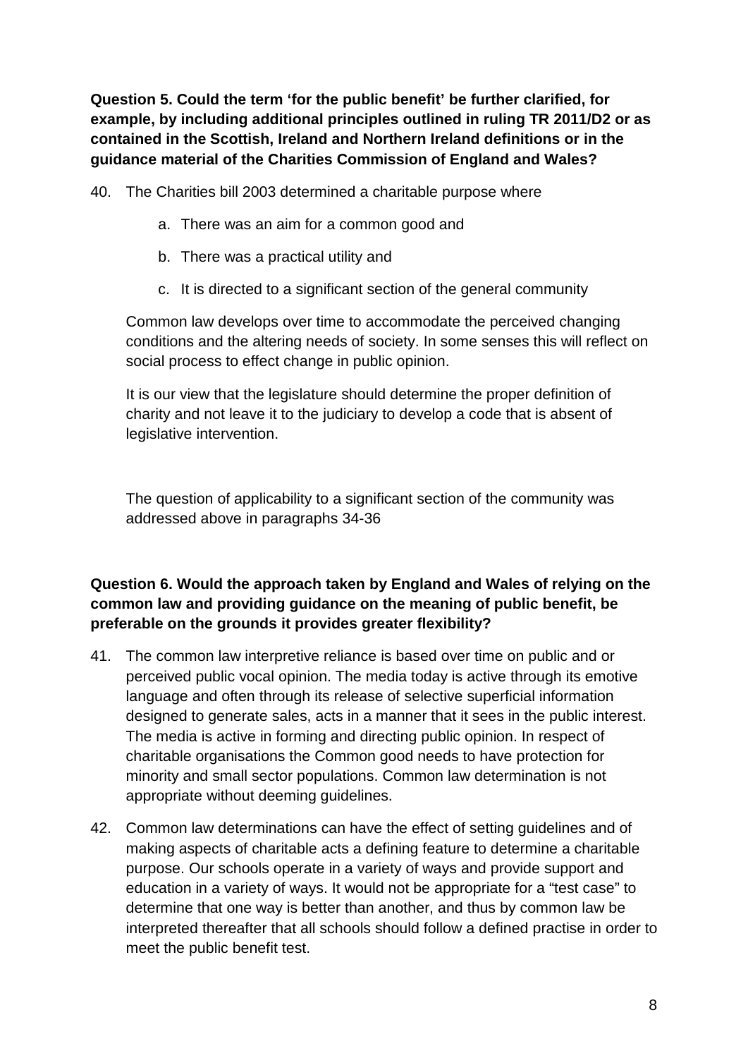**Question 5. Could the term 'for the public benefit' be further clarified, for example, by including additional principles outlined in ruling TR 2011/D2 or as contained in the Scottish, Ireland and Northern Ireland definitions or in the guidance material of the Charities Commission of England and Wales?**

40. The Charities bill 2003 determined a charitable purpose where

    a. There was an aim for a common good and

    b. There was a practical utility and

    c. It is directed to a significant section of the general community

    Common law develops over time to accommodate the perceived changing conditions and the altering needs of society. In some senses this will reflect on social process to effect change in public opinion.

    It is our view that the legislature should determine the proper definition of charity and not leave it to the judiciary to develop a code that is absent of legislative intervention.

    The question of applicability to a significant section of the community was addressed above in paragraphs 34-36

**Question 6. Would the approach taken by England and Wales of relying on the common law and providing guidance on the meaning of public benefit, be preferable on the grounds it provides greater flexibility?**

41. The common law interpretive reliance is based over time on public and or perceived public vocal opinion. The media today is active through its emotive language and often through its release of selective superficial information designed to generate sales, acts in a manner that it sees in the public interest. The media is active in forming and directing public opinion. In respect of charitable organisations the Common good needs to have protection for minority and small sector populations. Common law determination is not appropriate without deeming guidelines.

42. Common law determinations can have the effect of setting guidelines and of making aspects of charitable acts a defining feature to determine a charitable purpose. Our schools operate in a variety of ways and provide support and education in a variety of ways. It would not be appropriate for a "test case" to determine that one way is better than another, and thus by common law be interpreted thereafter that all schools should follow a defined practise in order to meet the public benefit test.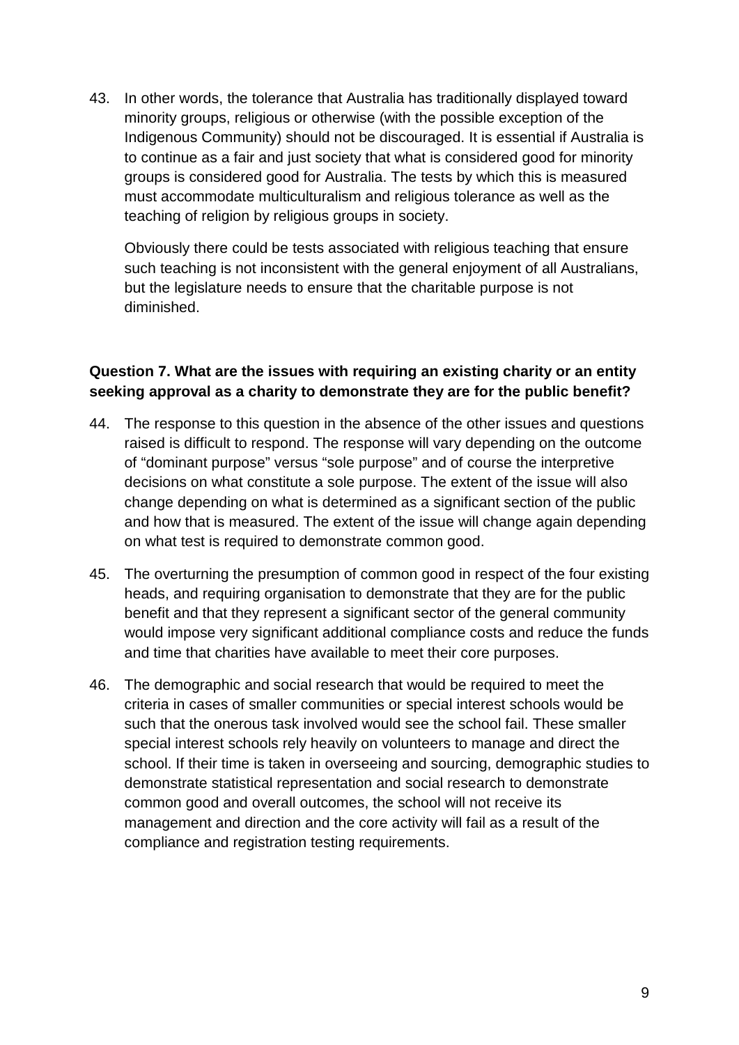43. In other words, the tolerance that Australia has traditionally displayed toward minority groups, religious or otherwise (with the possible exception of the Indigenous Community) should not be discouraged. It is essential if Australia is to continue as a fair and just society that what is considered good for minority groups is considered good for Australia. The tests by which this is measured must accommodate multiculturalism and religious tolerance as well as the teaching of religion by religious groups in society.

    Obviously there could be tests associated with religious teaching that ensure such teaching is not inconsistent with the general enjoyment of all Australians, but the legislature needs to ensure that the charitable purpose is not diminished.

**Question 7. What are the issues with requiring an existing charity or an entity seeking approval as a charity to demonstrate they are for the public benefit?**

44. The response to this question in the absence of the other issues and questions raised is difficult to respond. The response will vary depending on the outcome of "dominant purpose" versus "sole purpose" and of course the interpretive decisions on what constitute a sole purpose. The extent of the issue will also change depending on what is determined as a significant section of the public and how that is measured. The extent of the issue will change again depending on what test is required to demonstrate common good.

45. The overturning the presumption of common good in respect of the four existing heads, and requiring organisation to demonstrate that they are for the public benefit and that they represent a significant sector of the general community would impose very significant additional compliance costs and reduce the funds and time that charities have available to meet their core purposes.

46. The demographic and social research that would be required to meet the criteria in cases of smaller communities or special interest schools would be such that the onerous task involved would see the school fail. These smaller special interest schools rely heavily on volunteers to manage and direct the school. If their time is taken in overseeing and sourcing, demographic studies to demonstrate statistical representation and social research to demonstrate common good and overall outcomes, the school will not receive its management and direction and the core activity will fail as a result of the compliance and registration testing requirements.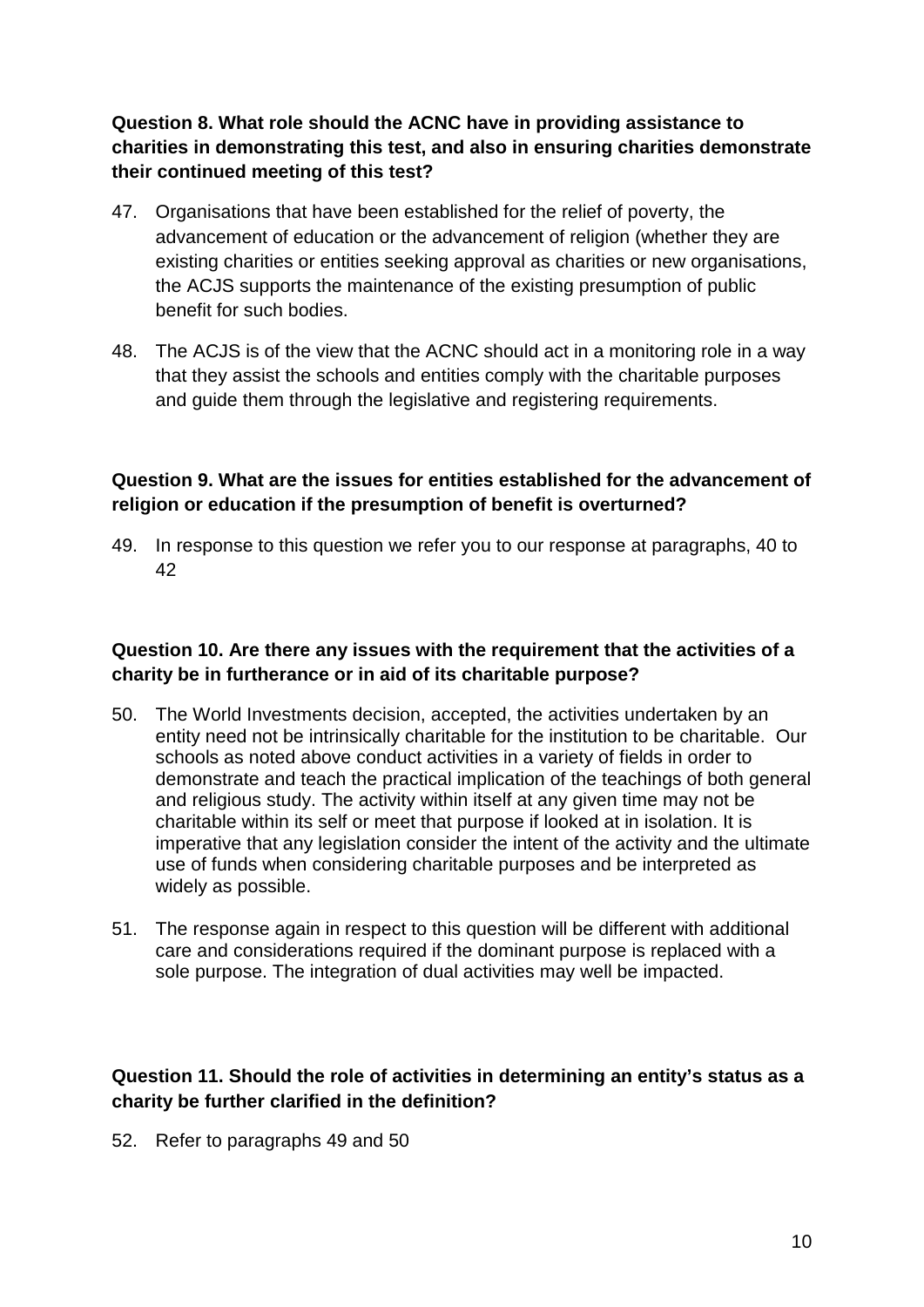**Question 8. What role should the ACNC have in providing assistance to charities in demonstrating this test, and also in ensuring charities demonstrate their continued meeting of this test?**

47. Organisations that have been established for the relief of poverty, the advancement of education or the advancement of religion (whether they are existing charities or entities seeking approval as charities or new organisations, the ACJS supports the maintenance of the existing presumption of public benefit for such bodies.

48. The ACJS is of the view that the ACNC should act in a monitoring role in a way that they assist the schools and entities comply with the charitable purposes and guide them through the legislative and registering requirements.

**Question 9. What are the issues for entities established for the advancement of religion or education if the presumption of benefit is overturned?**

49. In response to this question we refer you to our response at paragraphs, 40 to 42

**Question 10. Are there any issues with the requirement that the activities of a charity be in furtherance or in aid of its charitable purpose?**

50. The World Investments decision, accepted, the activities undertaken by an entity need not be intrinsically charitable for the institution to be charitable. Our schools as noted above conduct activities in a variety of fields in order to demonstrate and teach the practical implication of the teachings of both general and religious study. The activity within itself at any given time may not be charitable within its self or meet that purpose if looked at in isolation. It is imperative that any legislation consider the intent of the activity and the ultimate use of funds when considering charitable purposes and be interpreted as widely as possible.

51. The response again in respect to this question will be different with additional care and considerations required if the dominant purpose is replaced with a sole purpose. The integration of dual activities may well be impacted.

**Question 11. Should the role of activities in determining an entity's status as a charity be further clarified in the definition?**

52. Refer to paragraphs 49 and 50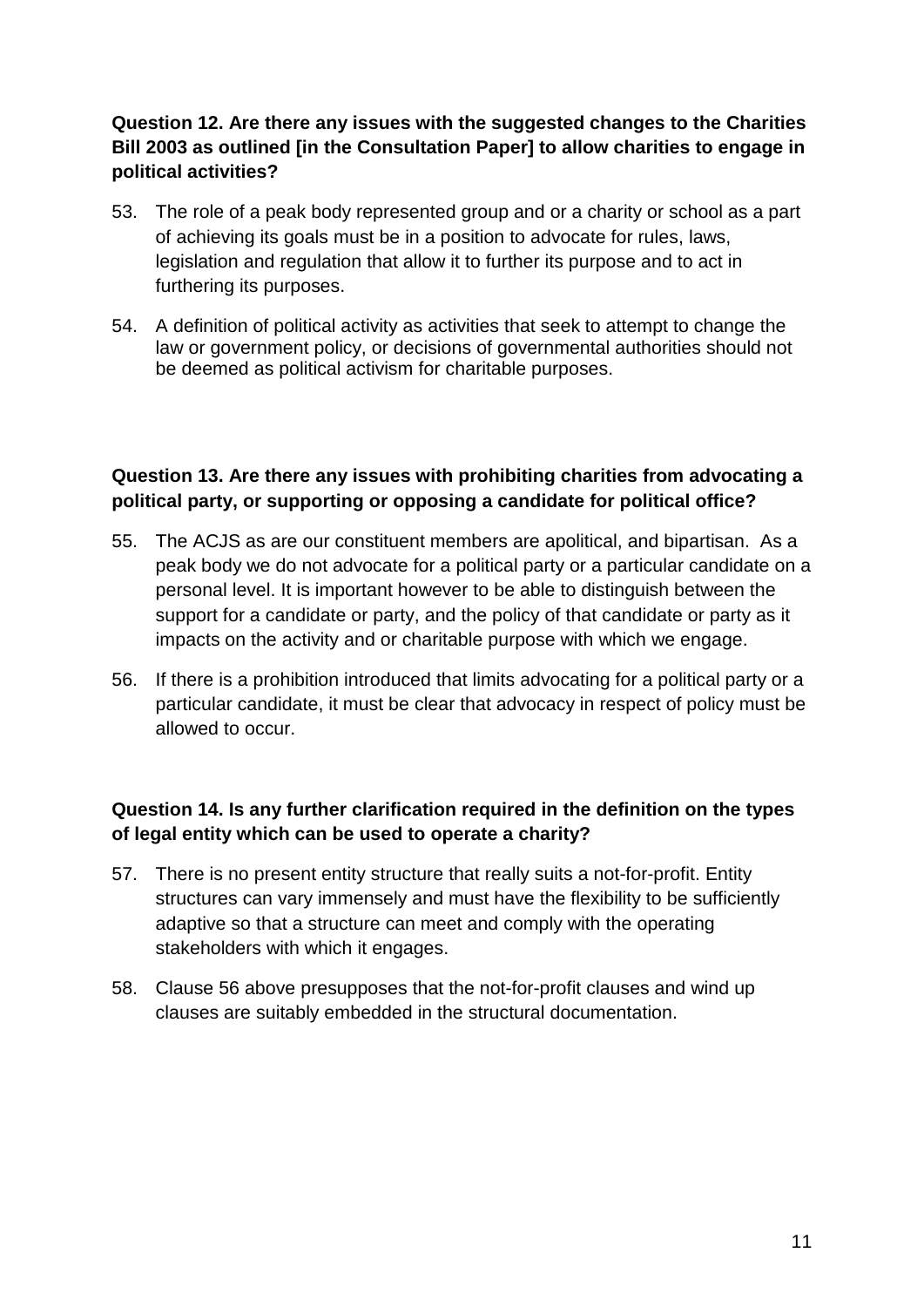**Question 12. Are there any issues with the suggested changes to the Charities Bill 2003 as outlined [in the Consultation Paper] to allow charities to engage in political activities?**

53. The role of a peak body represented group and or a charity or school as a part of achieving its goals must be in a position to advocate for rules, laws, legislation and regulation that allow it to further its purpose and to act in furthering its purposes.

54. A definition of political activity as activities that seek to attempt to change the law or government policy, or decisions of governmental authorities should not be deemed as political activism for charitable purposes.

**Question 13. Are there any issues with prohibiting charities from advocating a political party, or supporting or opposing a candidate for political office?**

55. The ACJS as are our constituent members are apolitical, and bipartisan. As a peak body we do not advocate for a political party or a particular candidate on a personal level. It is important however to be able to distinguish between the support for a candidate or party, and the policy of that candidate or party as it impacts on the activity and or charitable purpose with which we engage.

56. If there is a prohibition introduced that limits advocating for a political party or a particular candidate, it must be clear that advocacy in respect of policy must be allowed to occur.

**Question 14. Is any further clarification required in the definition on the types of legal entity which can be used to operate a charity?**

57. There is no present entity structure that really suits a not-for-profit. Entity structures can vary immensely and must have the flexibility to be sufficiently adaptive so that a structure can meet and comply with the operating stakeholders with which it engages.

58. Clause 56 above presupposes that the not-for-profit clauses and wind up clauses are suitably embedded in the structural documentation.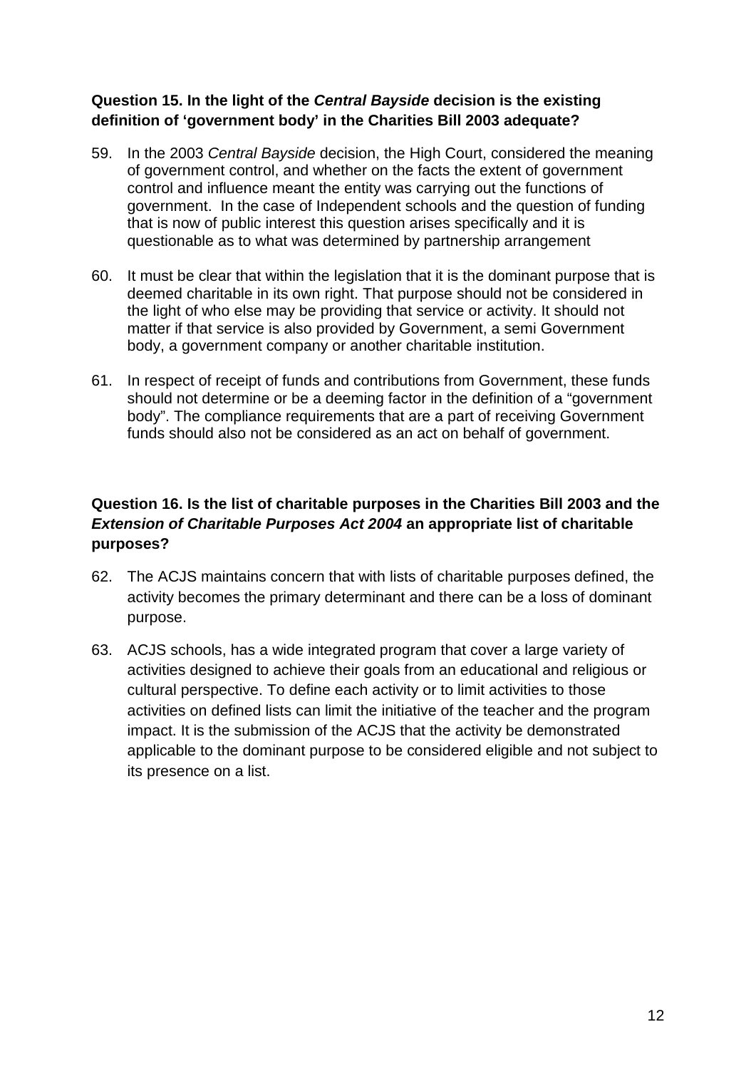**Question 15. In the light of the *Central Bayside* decision is the existing definition of 'government body' in the Charities Bill 2003 adequate?**

59. In the 2003 *Central Bayside* decision, the High Court, considered the meaning of government control, and whether on the facts the extent of government control and influence meant the entity was carrying out the functions of government. In the case of Independent schools and the question of funding that is now of public interest this question arises specifically and it is questionable as to what was determined by partnership arrangement

60. It must be clear that within the legislation that it is the dominant purpose that is deemed charitable in its own right. That purpose should not be considered in the light of who else may be providing that service or activity. It should not matter if that service is also provided by Government, a semi Government body, a government company or another charitable institution.

61. In respect of receipt of funds and contributions from Government, these funds should not determine or be a deeming factor in the definition of a "government body". The compliance requirements that are a part of receiving Government funds should also not be considered as an act on behalf of government.

**Question 16. Is the list of charitable purposes in the Charities Bill 2003 and the *Extension of Charitable Purposes Act 2004* an appropriate list of charitable purposes?**

62. The ACJS maintains concern that with lists of charitable purposes defined, the activity becomes the primary determinant and there can be a loss of dominant purpose.

63. ACJS schools, has a wide integrated program that cover a large variety of activities designed to achieve their goals from an educational and religious or cultural perspective. To define each activity or to limit activities to those activities on defined lists can limit the initiative of the teacher and the program impact. It is the submission of the ACJS that the activity be demonstrated applicable to the dominant purpose to be considered eligible and not subject to its presence on a list.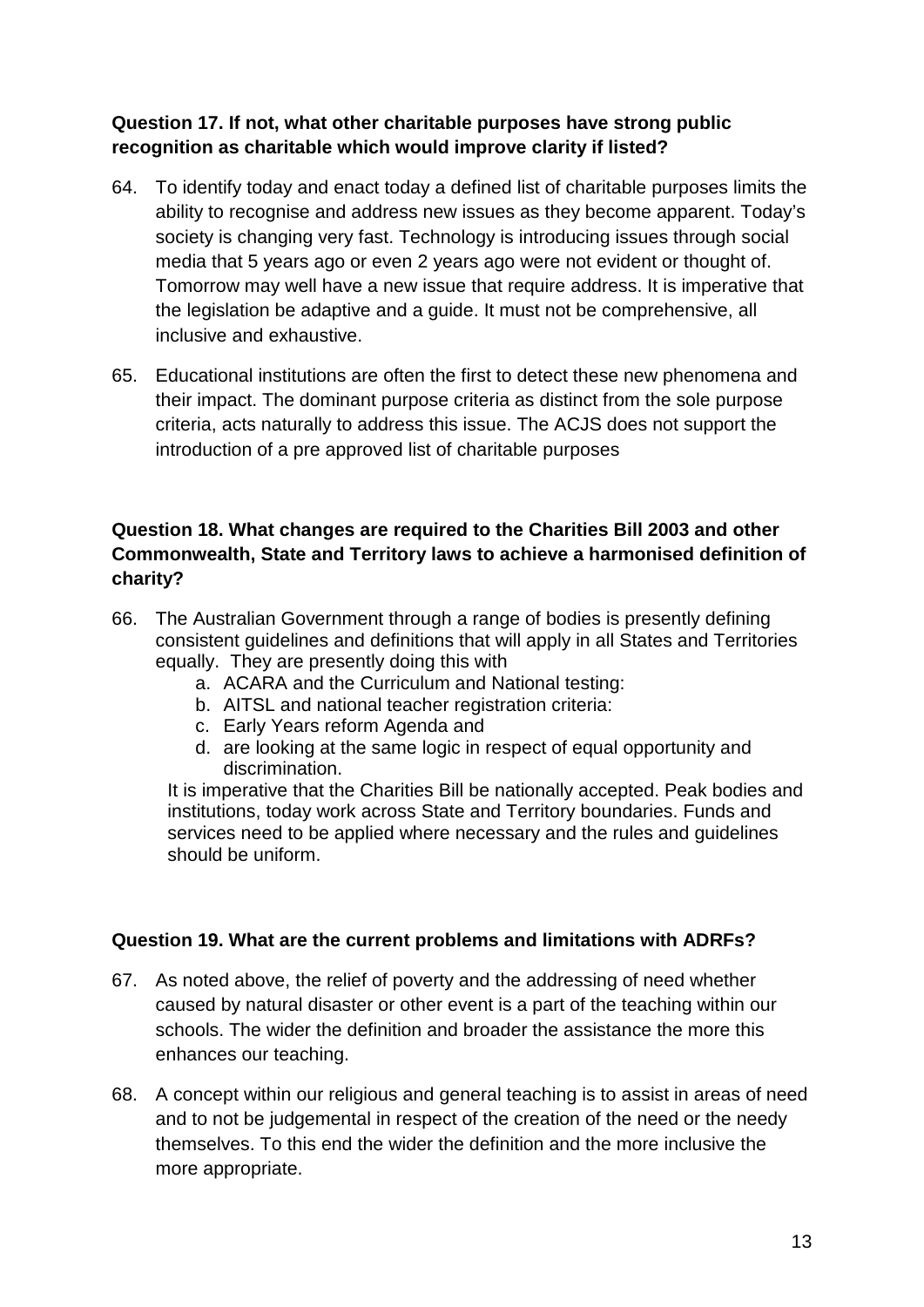**Question 17. If not, what other charitable purposes have strong public recognition as charitable which would improve clarity if listed?**

64. To identify today and enact today a defined list of charitable purposes limits the ability to recognise and address new issues as they become apparent. Today's society is changing very fast. Technology is introducing issues through social media that 5 years ago or even 2 years ago were not evident or thought of. Tomorrow may well have a new issue that require address. It is imperative that the legislation be adaptive and a guide. It must not be comprehensive, all inclusive and exhaustive.

65. Educational institutions are often the first to detect these new phenomena and their impact. The dominant purpose criteria as distinct from the sole purpose criteria, acts naturally to address this issue. The ACJS does not support the introduction of a pre approved list of charitable purposes

**Question 18. What changes are required to the Charities Bill 2003 and other Commonwealth, State and Territory laws to achieve a harmonised definition of charity?**

66. The Australian Government through a range of bodies is presently defining consistent guidelines and definitions that will apply in all States and Territories equally. They are presently doing this with
    a. ACARA and the Curriculum and National testing:
    b. AITSL and national teacher registration criteria:
    c. Early Years reform Agenda and
    d. are looking at the same logic in respect of equal opportunity and discrimination.

    It is imperative that the Charities Bill be nationally accepted. Peak bodies and institutions, today work across State and Territory boundaries. Funds and services need to be applied where necessary and the rules and guidelines should be uniform.

**Question 19. What are the current problems and limitations with ADRFs?**

67. As noted above, the relief of poverty and the addressing of need whether caused by natural disaster or other event is a part of the teaching within our schools. The wider the definition and broader the assistance the more this enhances our teaching.

68. A concept within our religious and general teaching is to assist in areas of need and to not be judgemental in respect of the creation of the need or the needy themselves. To this end the wider the definition and the more inclusive the more appropriate.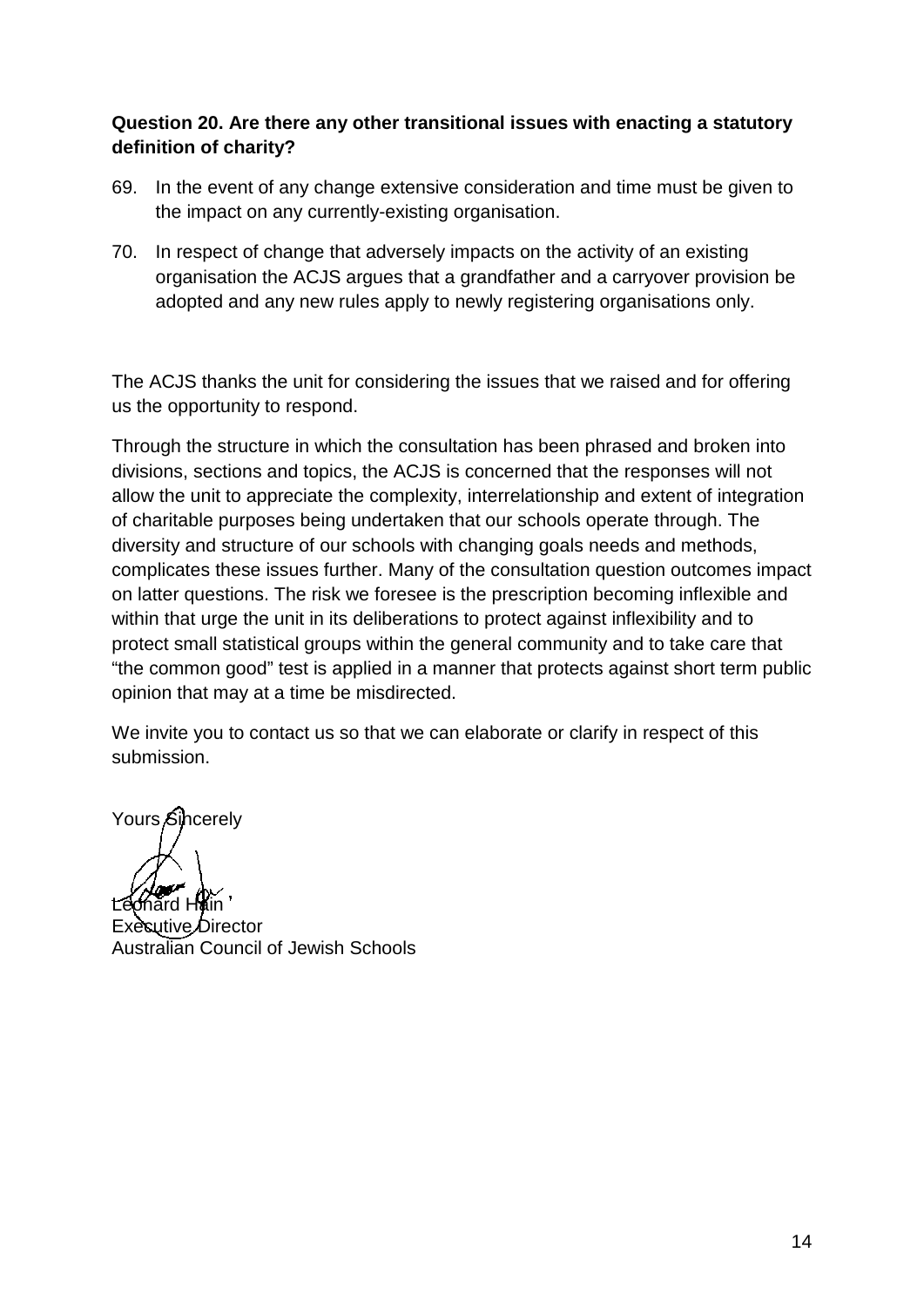**Question 20. Are there any other transitional issues with enacting a statutory definition of charity?**

69. In the event of any change extensive consideration and time must be given to the impact on any currently-existing organisation.

70. In respect of change that adversely impacts on the activity of an existing organisation the ACJS argues that a grandfather and a carryover provision be adopted and any new rules apply to newly registering organisations only.

The ACJS thanks the unit for considering the issues that we raised and for offering us the opportunity to respond.

Through the structure in which the consultation has been phrased and broken into divisions, sections and topics, the ACJS is concerned that the responses will not allow the unit to appreciate the complexity, interrelationship and extent of integration of charitable purposes being undertaken that our schools operate through. The diversity and structure of our schools with changing goals needs and methods, complicates these issues further. Many of the consultation question outcomes impact on latter questions. The risk we foresee is the prescription becoming inflexible and within that urge the unit in its deliberations to protect against inflexibility and to protect small statistical groups within the general community and to take care that "the common good" test is applied in a manner that protects against short term public opinion that may at a time be misdirected.

We invite you to contact us so that we can elaborate or clarify in respect of this submission.

Yours Sincerely

Leonard Hain
Executive Director
Australian Council of Jewish Schools